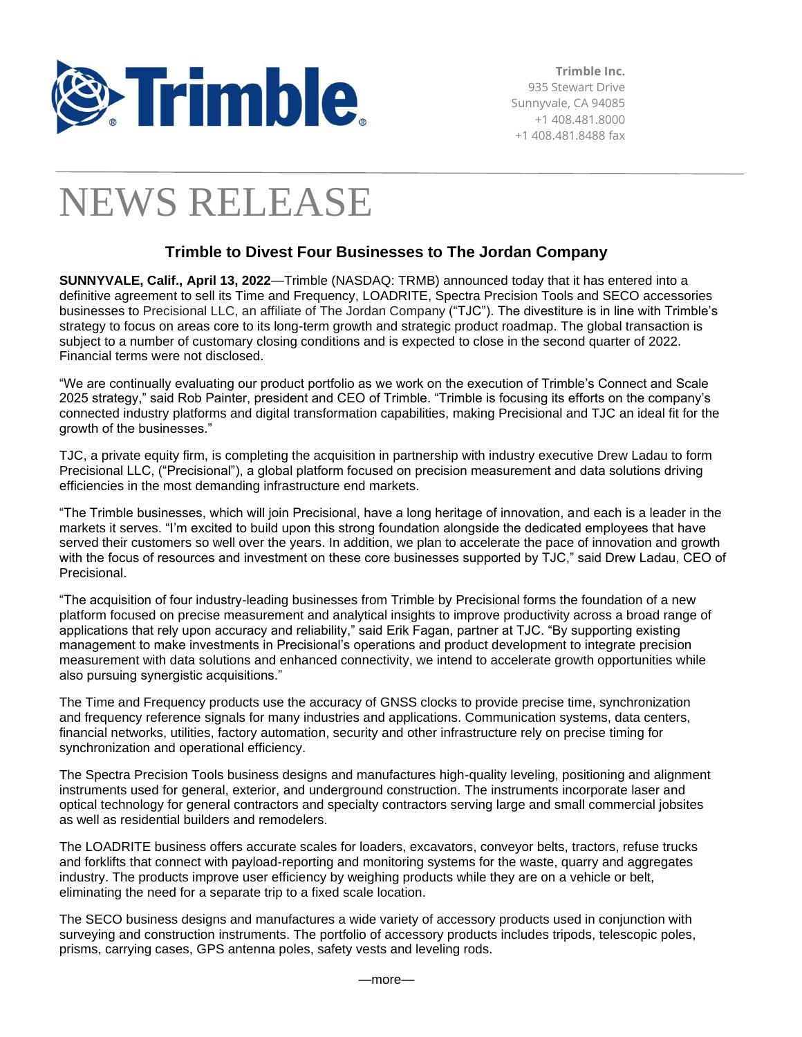**Trimble Inc.**
935 Stewart Drive
Sunnyvale, CA 94085
+1 408.481.8000
+1 408.481.8488 fax

# NEWS RELEASE

## Trimble to Divest Four Businesses to The Jordan Company

**SUNNYVALE, Calif., April 13, 2022**—Trimble (NASDAQ: TRMB) announced today that it has entered into a definitive agreement to sell its Time and Frequency, LOADRITE, Spectra Precision Tools and SECO accessories businesses to Precisional LLC, an affiliate of The Jordan Company ("TJC"). The divestiture is in line with Trimble's strategy to focus on areas core to its long-term growth and strategic product roadmap. The global transaction is subject to a number of customary closing conditions and is expected to close in the second quarter of 2022. Financial terms were not disclosed.

"We are continually evaluating our product portfolio as we work on the execution of Trimble's Connect and Scale 2025 strategy," said Rob Painter, president and CEO of Trimble. "Trimble is focusing its efforts on the company's connected industry platforms and digital transformation capabilities, making Precisional and TJC an ideal fit for the growth of the businesses."

TJC, a private equity firm, is completing the acquisition in partnership with industry executive Drew Ladau to form Precisional LLC, ("Precisional"), a global platform focused on precision measurement and data solutions driving efficiencies in the most demanding infrastructure end markets.

"The Trimble businesses, which will join Precisional, have a long heritage of innovation, and each is a leader in the markets it serves. "I'm excited to build upon this strong foundation alongside the dedicated employees that have served their customers so well over the years. In addition, we plan to accelerate the pace of innovation and growth with the focus of resources and investment on these core businesses supported by TJC," said Drew Ladau, CEO of Precisional.

"The acquisition of four industry-leading businesses from Trimble by Precisional forms the foundation of a new platform focused on precise measurement and analytical insights to improve productivity across a broad range of applications that rely upon accuracy and reliability," said Erik Fagan, partner at TJC. "By supporting existing management to make investments in Precisional's operations and product development to integrate precision measurement with data solutions and enhanced connectivity, we intend to accelerate growth opportunities while also pursuing synergistic acquisitions."

The Time and Frequency products use the accuracy of GNSS clocks to provide precise time, synchronization and frequency reference signals for many industries and applications. Communication systems, data centers, financial networks, utilities, factory automation, security and other infrastructure rely on precise timing for synchronization and operational efficiency.

The Spectra Precision Tools business designs and manufactures high-quality leveling, positioning and alignment instruments used for general, exterior, and underground construction. The instruments incorporate laser and optical technology for general contractors and specialty contractors serving large and small commercial jobsites as well as residential builders and remodelers.

The LOADRITE business offers accurate scales for loaders, excavators, conveyor belts, tractors, refuse trucks and forklifts that connect with payload-reporting and monitoring systems for the waste, quarry and aggregates industry. The products improve user efficiency by weighing products while they are on a vehicle or belt, eliminating the need for a separate trip to a fixed scale location.

The SECO business designs and manufactures a wide variety of accessory products used in conjunction with surveying and construction instruments. The portfolio of accessory products includes tripods, telescopic poles, prisms, carrying cases, GPS antenna poles, safety vests and leveling rods.

—more—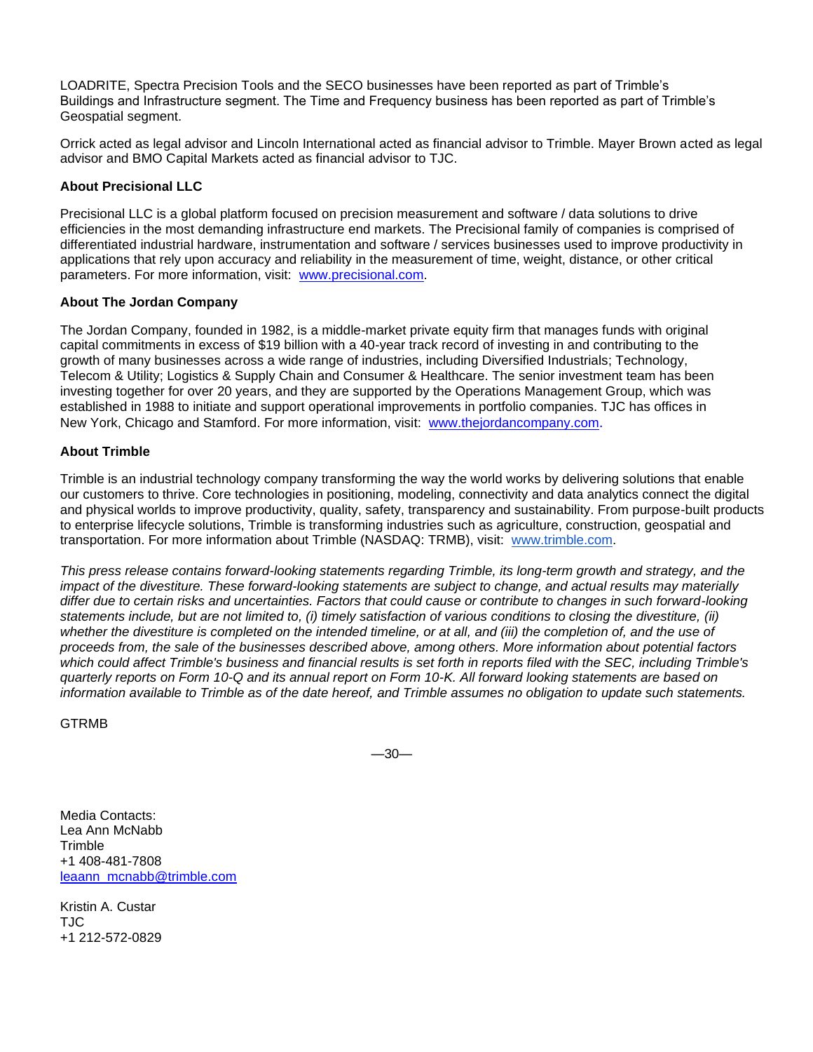LOADRITE, Spectra Precision Tools and the SECO businesses have been reported as part of Trimble's Buildings and Infrastructure segment. The Time and Frequency business has been reported as part of Trimble's Geospatial segment.

Orrick acted as legal advisor and Lincoln International acted as financial advisor to Trimble. Mayer Brown acted as legal advisor and BMO Capital Markets acted as financial advisor to TJC.

**About Precisional LLC**

Precisional LLC is a global platform focused on precision measurement and software / data solutions to drive efficiencies in the most demanding infrastructure end markets. The Precisional family of companies is comprised of differentiated industrial hardware, instrumentation and software / services businesses used to improve productivity in applications that rely upon accuracy and reliability in the measurement of time, weight, distance, or other critical parameters. For more information, visit: [www.precisional.com](www.precisional.com).

**About The Jordan Company**

The Jordan Company, founded in 1982, is a middle-market private equity firm that manages funds with original capital commitments in excess of $19 billion with a 40-year track record of investing in and contributing to the growth of many businesses across a wide range of industries, including Diversified Industrials; Technology, Telecom & Utility; Logistics & Supply Chain and Consumer & Healthcare. The senior investment team has been investing together for over 20 years, and they are supported by the Operations Management Group, which was established in 1988 to initiate and support operational improvements in portfolio companies. TJC has offices in New York, Chicago and Stamford. For more information, visit: [www.thejordancompany.com](www.thejordancompany.com).

**About Trimble**

Trimble is an industrial technology company transforming the way the world works by delivering solutions that enable our customers to thrive. Core technologies in positioning, modeling, connectivity and data analytics connect the digital and physical worlds to improve productivity, quality, safety, transparency and sustainability. From purpose-built products to enterprise lifecycle solutions, Trimble is transforming industries such as agriculture, construction, geospatial and transportation. For more information about Trimble (NASDAQ: TRMB), visit: [www.trimble.com](www.trimble.com).

*This press release contains forward-looking statements regarding Trimble, its long-term growth and strategy, and the impact of the divestiture. These forward-looking statements are subject to change, and actual results may materially differ due to certain risks and uncertainties. Factors that could cause or contribute to changes in such forward-looking statements include, but are not limited to, (i) timely satisfaction of various conditions to closing the divestiture, (ii) whether the divestiture is completed on the intended timeline, or at all, and (iii) the completion of, and the use of proceeds from, the sale of the businesses described above, among others. More information about potential factors which could affect Trimble's business and financial results is set forth in reports filed with the SEC, including Trimble's quarterly reports on Form 10-Q and its annual report on Form 10-K. All forward looking statements are based on information available to Trimble as of the date hereof, and Trimble assumes no obligation to update such statements.*

GTRMB

—30—

Media Contacts:
Lea Ann McNabb
Trimble
+1 408-481-7808
[leaann_mcnabb@trimble.com](mailto:leaann_mcnabb@trimble.com)

Kristin A. Custar
TJC
+1 212-572-0829